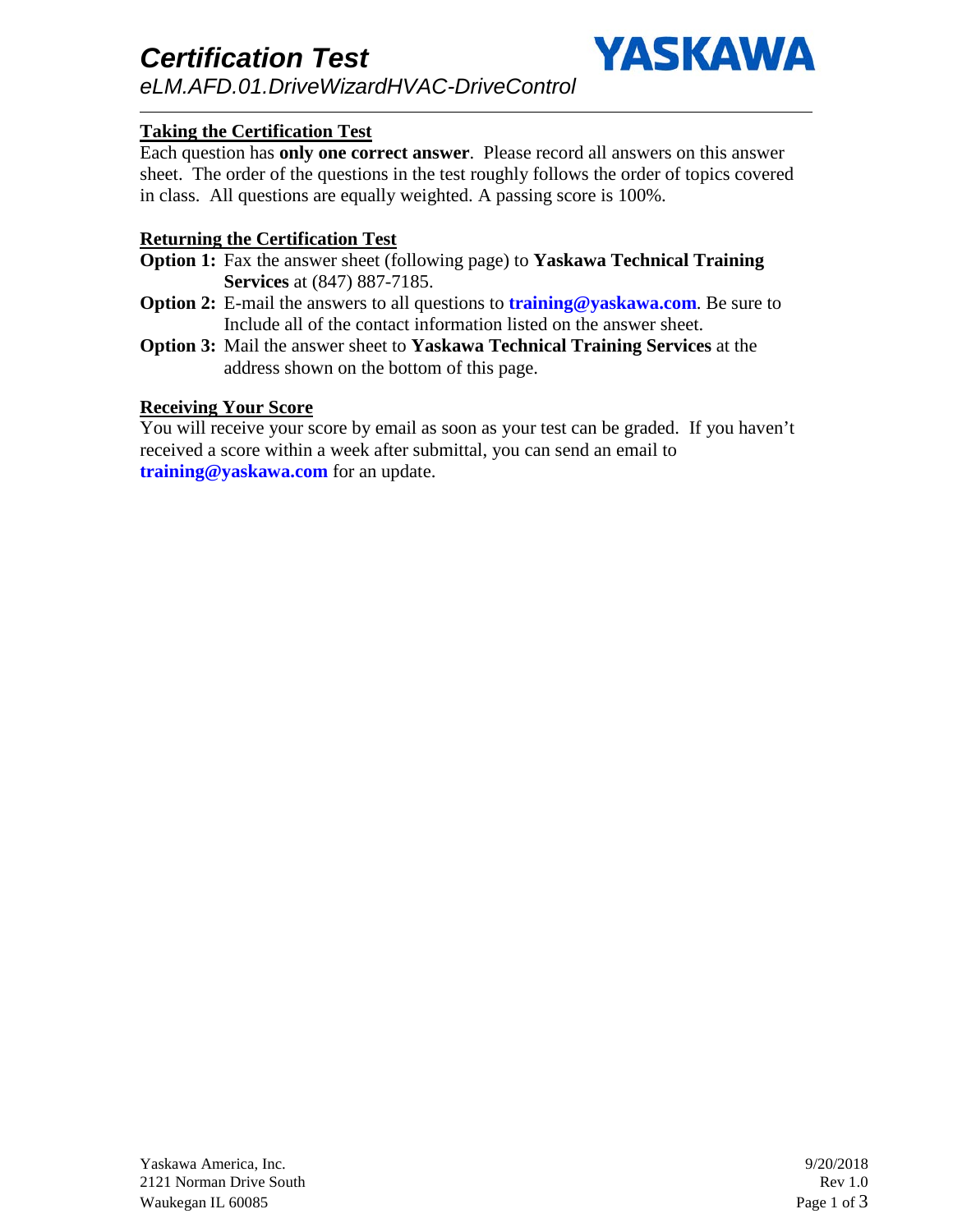# Certification Test

*eLM.AFD.01.DriveWizardHVAC-DriveControl*

## Taking the Certification Test

Each question has **only one correct answer**. Please record all answers on this answer sheet. The order of the questions in the test roughly follows the order of topics covered in class. All questions are equally weighted. A passing score is 100%.

## Returning the Certification Test

**Option 1:** Fax the answer sheet (following page) to **Yaskawa Technical Training Services** at (847) 887-7185.

**Option 2:** E-mail the answers to all questions to **training@yaskawa.com**. Be sure to Include all of the contact information listed on the answer sheet.

**Option 3:** Mail the answer sheet to **Yaskawa Technical Training Services** at the address shown on the bottom of this page.

## Receiving Your Score

You will receive your score by email as soon as your test can be graded. If you haven't received a score within a week after submittal, you can send an email to **training@yaskawa.com** for an update.

Yaskawa America, Inc.
2121 Norman Drive South
Waukegan IL 60085

9/20/2018
Rev 1.0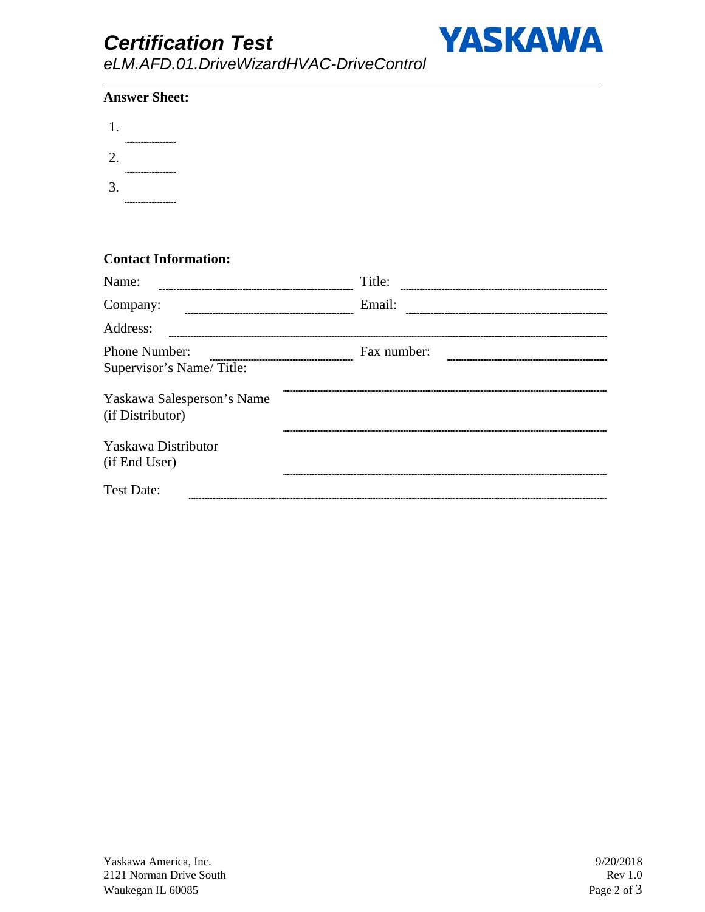**Answer Sheet:**

1. ________
2. ________
3. ________

**Contact Information:**

Name: ______________________ Title: ______________________

Company: ______________________ Email: ______________________

Address: ______________________________________________

Phone Number: ______________________ Fax number: ______________________

Supervisor's Name/ Title: ______________________________________________

Yaskawa Salesperson's Name (if Distributor) ______________________________________________

Yaskawa Distributor (if End User) ______________________________________________

Test Date: ______________________________________________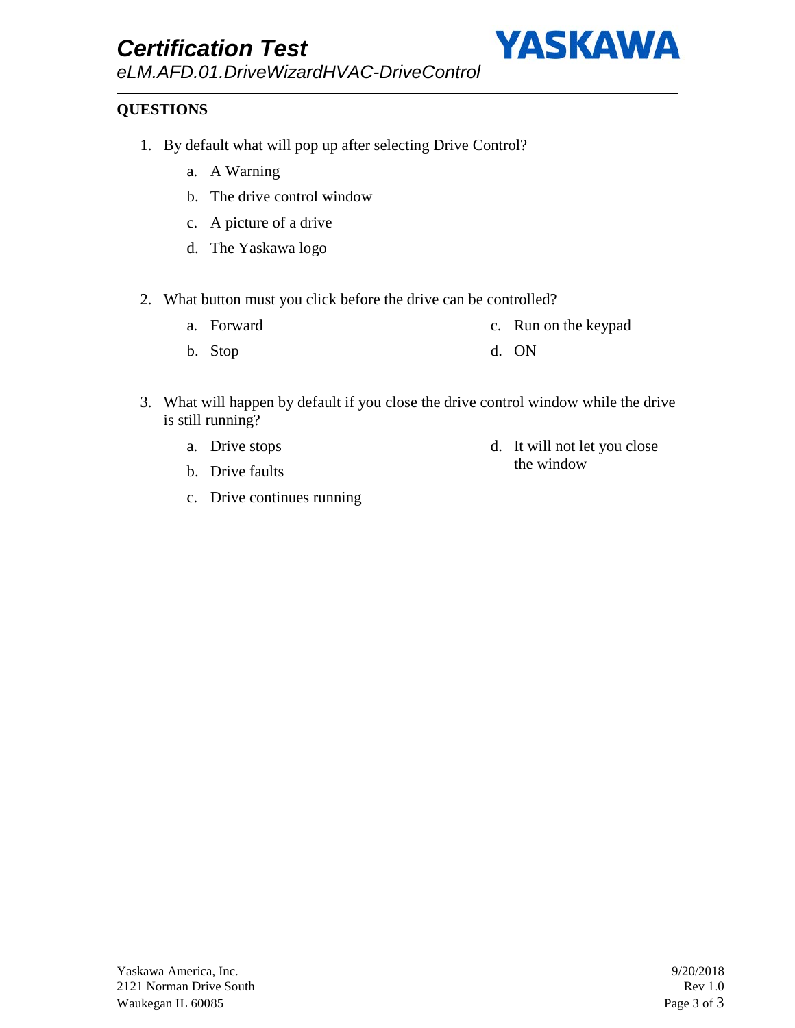**QUESTIONS**

1. By default what will pop up after selecting Drive Control?
   a. A Warning
   b. The drive control window
   c. A picture of a drive
   d. The Yaskawa logo

2. What button must you click before the drive can be controlled?
   a. Forward
   b. Stop
   c. Run on the keypad
   d. ON

3. What will happen by default if you close the drive control window while the drive is still running?
   a. Drive stops
   b. Drive faults
   c. Drive continues running
   d. It will not let you close the window